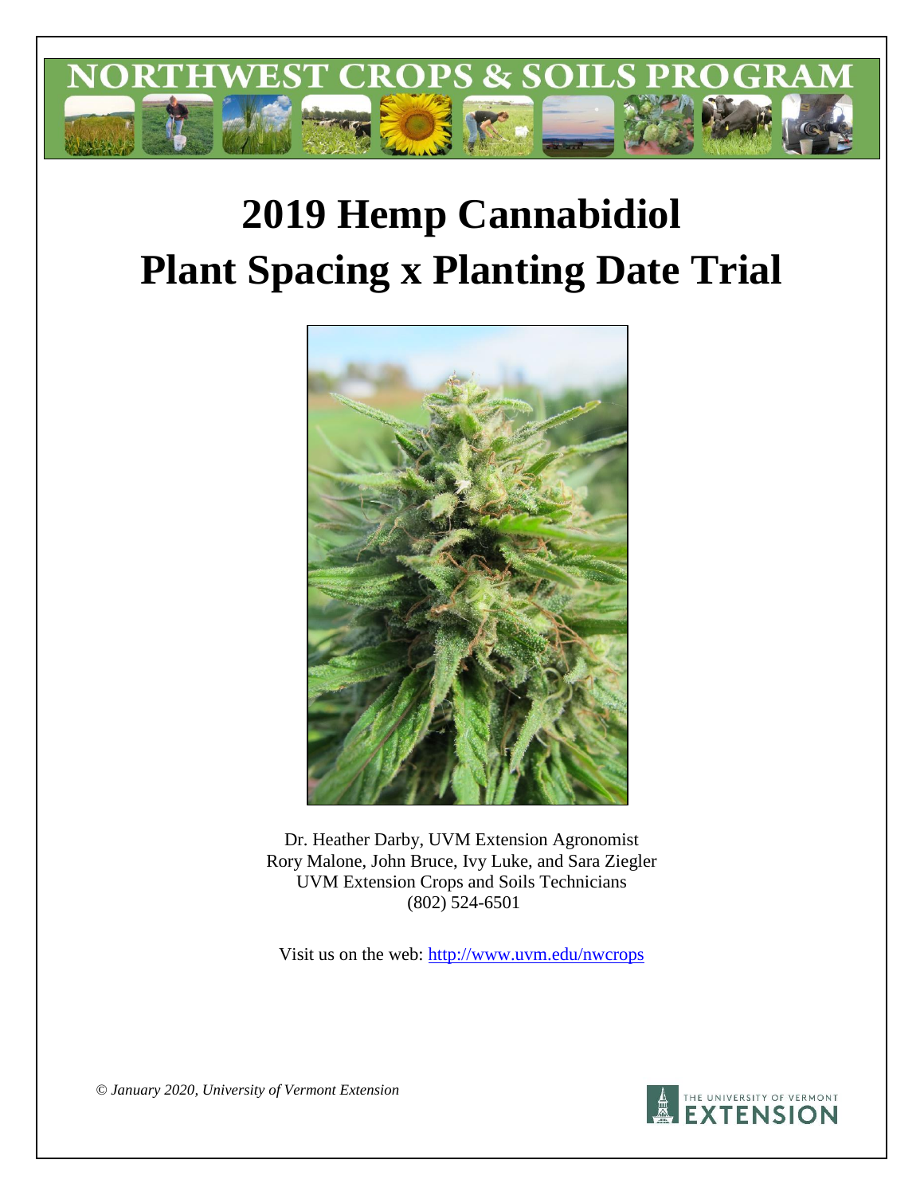# 2019 Hemp Cannabidiol Plant Spacing x Planting Date Trial

Dr. Heather Darby, UVM Extension Agronomist
Rory Malone, John Bruce, Ivy Luke, and Sara Ziegler
UVM Extension Crops and Soils Technicians
(802) 524-6501

Visit us on the web: http://www.uvm.edu/nwcrops

*© January 2020, University of Vermont Extension*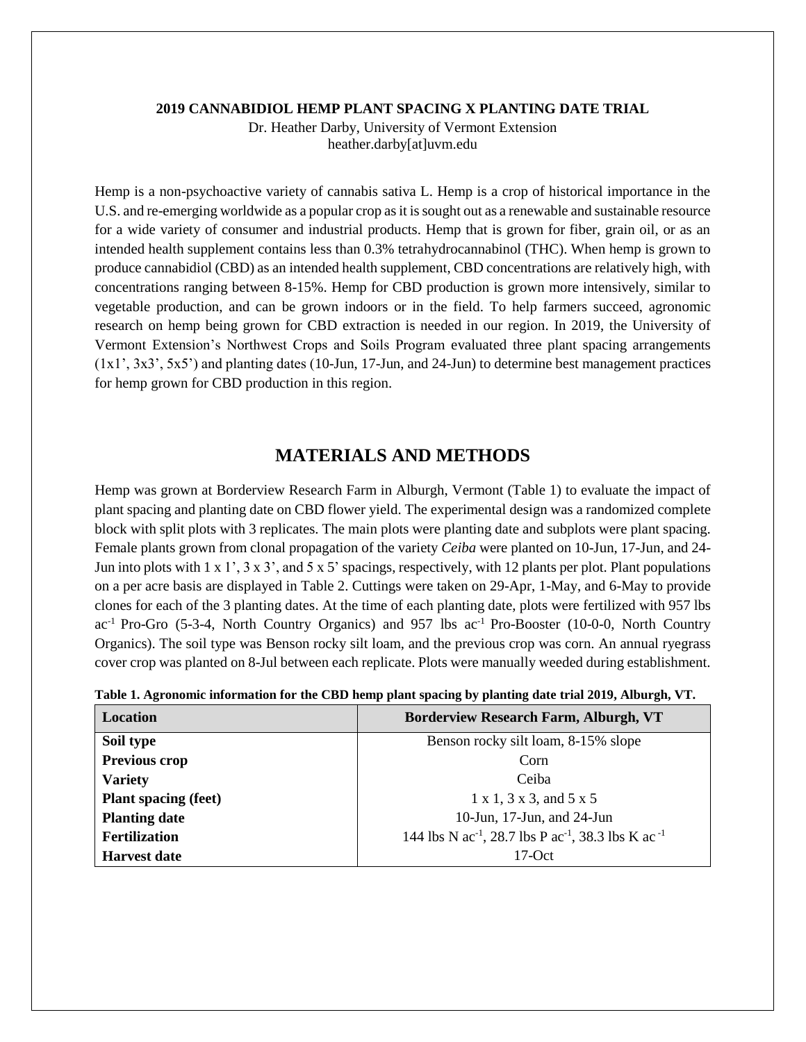**2019 CANNABIDIOL HEMP PLANT SPACING X PLANTING DATE TRIAL**

Dr. Heather Darby, University of Vermont Extension
heather.darby[at]uvm.edu

Hemp is a non-psychoactive variety of cannabis sativa L. Hemp is a crop of historical importance in the U.S. and re-emerging worldwide as a popular crop as it is sought out as a renewable and sustainable resource for a wide variety of consumer and industrial products. Hemp that is grown for fiber, grain oil, or as an intended health supplement contains less than 0.3% tetrahydrocannabinol (THC). When hemp is grown to produce cannabidiol (CBD) as an intended health supplement, CBD concentrations are relatively high, with concentrations ranging between 8-15%. Hemp for CBD production is grown more intensively, similar to vegetable production, and can be grown indoors or in the field. To help farmers succeed, agronomic research on hemp being grown for CBD extraction is needed in our region. In 2019, the University of Vermont Extension's Northwest Crops and Soils Program evaluated three plant spacing arrangements (1x1', 3x3', 5x5') and planting dates (10-Jun, 17-Jun, and 24-Jun) to determine best management practices for hemp grown for CBD production in this region.

## MATERIALS AND METHODS

Hemp was grown at Borderview Research Farm in Alburgh, Vermont (Table 1) to evaluate the impact of plant spacing and planting date on CBD flower yield. The experimental design was a randomized complete block with split plots with 3 replicates. The main plots were planting date and subplots were plant spacing. Female plants grown from clonal propagation of the variety *Ceiba* were planted on 10-Jun, 17-Jun, and 24-Jun into plots with 1 x 1', 3 x 3', and 5 x 5' spacings, respectively, with 12 plants per plot. Plant populations on a per acre basis are displayed in Table 2. Cuttings were taken on 29-Apr, 1-May, and 6-May to provide clones for each of the 3 planting dates. At the time of each planting date, plots were fertilized with 957 lbs $ac^{-1}$ Pro-Gro (5-3-4, North Country Organics) and 957 lbs $ac^{-1}$ Pro-Booster (10-0-0, North Country Organics). The soil type was Benson rocky silt loam, and the previous crop was corn. An annual ryegrass cover crop was planted on 8-Jul between each replicate. Plots were manually weeded during establishment.

**Table 1. Agronomic information for the CBD hemp plant spacing by planting date trial 2019, Alburgh, VT.**

| Location | Borderview Research Farm, Alburgh, VT |
|---|---|
| **Soil type** | Benson rocky silt loam, 8-15% slope |
| **Previous crop** | Corn |
| **Variety** | Ceiba |
| **Plant spacing (feet)** | 1 x 1, 3 x 3, and 5 x 5 |
| **Planting date** | 10-Jun, 17-Jun, and 24-Jun |
| **Fertilization** | 144 lbs N $ac^{-1}$, 28.7 lbs P $ac^{-1}$, 38.3 lbs K $ac^{-1}$ |
| **Harvest date** | 17-Oct |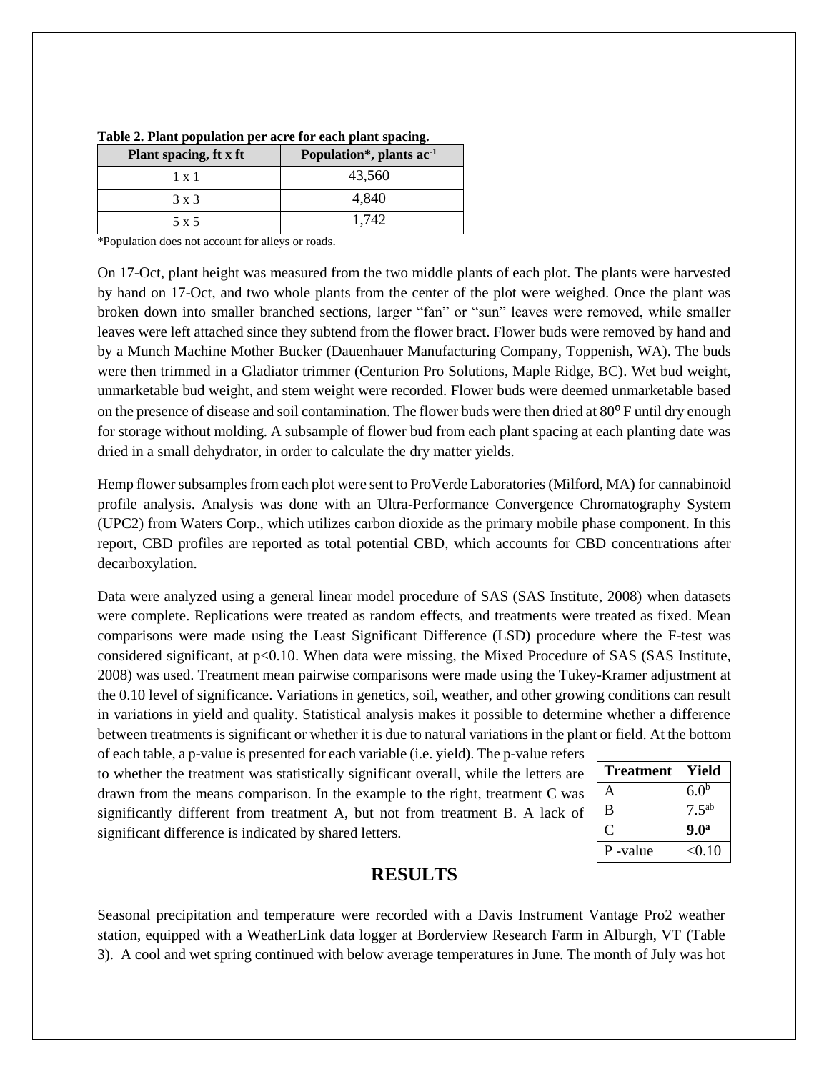**Table 2. Plant population per acre for each plant spacing.**

| Plant spacing, ft x ft | Population*, plants $ac^{-1}$ |
|---|---|
| 1 x 1 | 43,560 |
| 3 x 3 | 4,840 |
| 5 x 5 | 1,742 |

*Population does not account for alleys or roads.

On 17-Oct, plant height was measured from the two middle plants of each plot. The plants were harvested by hand on 17-Oct, and two whole plants from the center of the plot were weighed. Once the plant was broken down into smaller branched sections, larger "fan" or "sun" leaves were removed, while smaller leaves were left attached since they subtend from the flower bract. Flower buds were removed by hand and by a Munch Machine Mother Bucker (Dauenhauer Manufacturing Company, Toppenish, WA). The buds were then trimmed in a Gladiator trimmer (Centurion Pro Solutions, Maple Ridge, BC). Wet bud weight, unmarketable bud weight, and stem weight were recorded. Flower buds were deemed unmarketable based on the presence of disease and soil contamination. The flower buds were then dried at 80° F until dry enough for storage without molding. A subsample of flower bud from each plant spacing at each planting date was dried in a small dehydrator, in order to calculate the dry matter yields.

Hemp flower subsamples from each plot were sent to ProVerde Laboratories (Milford, MA) for cannabinoid profile analysis. Analysis was done with an Ultra-Performance Convergence Chromatography System (UPC2) from Waters Corp., which utilizes carbon dioxide as the primary mobile phase component. In this report, CBD profiles are reported as total potential CBD, which accounts for CBD concentrations after decarboxylation.

Data were analyzed using a general linear model procedure of SAS (SAS Institute, 2008) when datasets were complete. Replications were treated as random effects, and treatments were treated as fixed. Mean comparisons were made using the Least Significant Difference (LSD) procedure where the F-test was considered significant, at $p<0.10$. When data were missing, the Mixed Procedure of SAS (SAS Institute, 2008) was used. Treatment mean pairwise comparisons were made using the Tukey-Kramer adjustment at the 0.10 level of significance. Variations in genetics, soil, weather, and other growing conditions can result in variations in yield and quality. Statistical analysis makes it possible to determine whether a difference between treatments is significant or whether it is due to natural variations in the plant or field. At the bottom of each table, a p-value is presented for each variable (i.e. yield). The p-value refers to whether the treatment was statistically significant overall, while the letters are drawn from the means comparison. In the example to the right, treatment C was significantly different from treatment A, but not from treatment B. A lack of significant difference is indicated by shared letters.

| Treatment | Yield |
|---|---|
| A | $6.0^{b}$ |
| B | $7.5^{ab}$ |
| C | $\mathbf{9.0^{a}}$ |
| P -value | <0.10 |

## RESULTS

Seasonal precipitation and temperature were recorded with a Davis Instrument Vantage Pro2 weather station, equipped with a WeatherLink data logger at Borderview Research Farm in Alburgh, VT (Table 3). A cool and wet spring continued with below average temperatures in June. The month of July was hot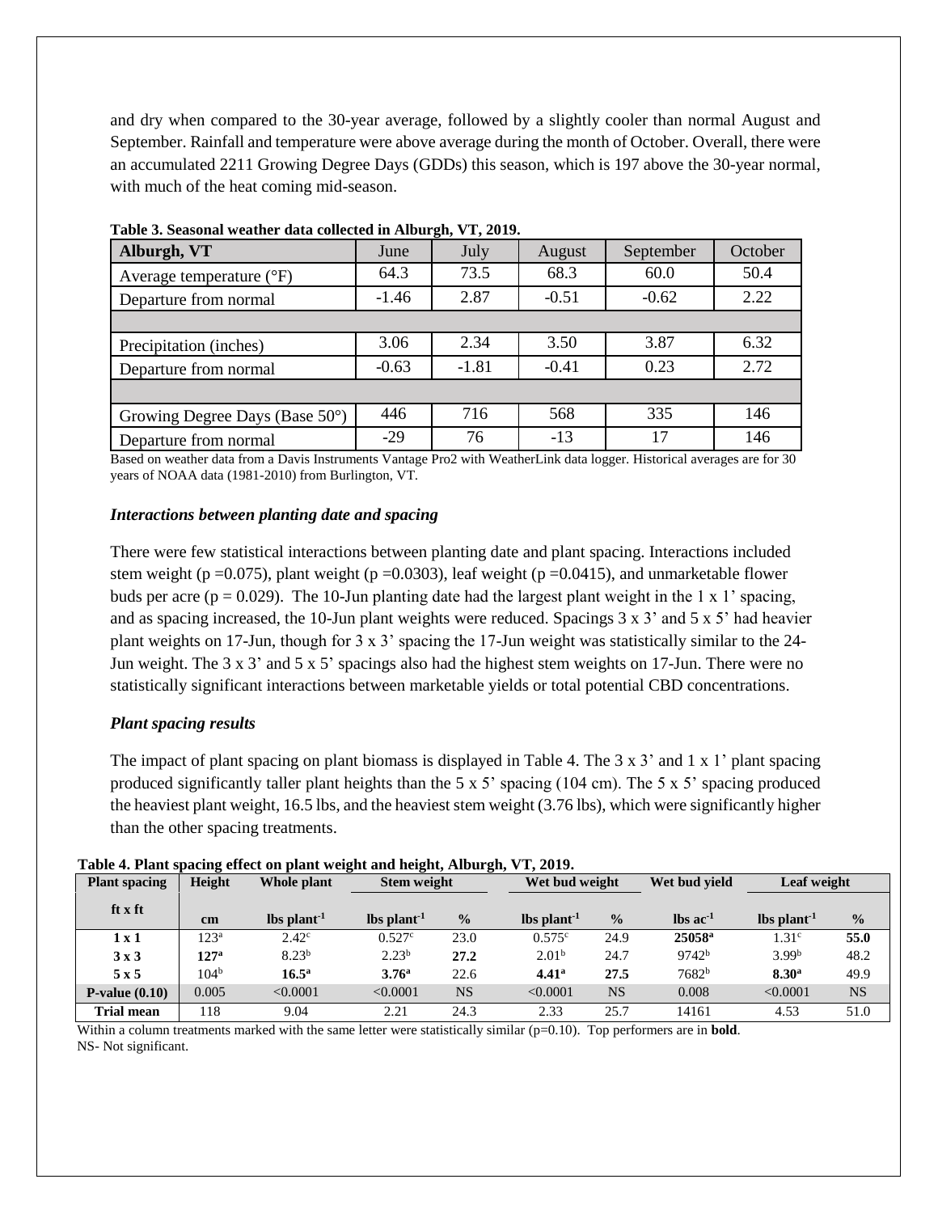and dry when compared to the 30-year average, followed by a slightly cooler than normal August and September. Rainfall and temperature were above average during the month of October. Overall, there were an accumulated 2211 Growing Degree Days (GDDs) this season, which is 197 above the 30-year normal, with much of the heat coming mid-season.

**Table 3. Seasonal weather data collected in Alburgh, VT, 2019.**

| Alburgh, VT | June | July | August | September | October |
|---|---|---|---|---|---|
| Average temperature (°F) | 64.3 | 73.5 | 68.3 | 60.0 | 50.4 |
| Departure from normal | -1.46 | 2.87 | -0.51 | -0.62 | 2.22 |
| | | | | | |
| Precipitation (inches) | 3.06 | 2.34 | 3.50 | 3.87 | 6.32 |
| Departure from normal | -0.63 | -1.81 | -0.41 | 0.23 | 2.72 |
| | | | | | |
| Growing Degree Days (Base 50°) | 446 | 716 | 568 | 335 | 146 |
| Departure from normal | -29 | 76 | -13 | 17 | 146 |

Based on weather data from a Davis Instruments Vantage Pro2 with WeatherLink data logger. Historical averages are for 30 years of NOAA data (1981-2010) from Burlington, VT.

### *Interactions between planting date and spacing*

There were few statistical interactions between planting date and plant spacing. Interactions included stem weight ($p = 0.075$), plant weight ($p = 0.0303$), leaf weight ($p = 0.0415$), and unmarketable flower buds per acre ($p = 0.029$). The 10-Jun planting date had the largest plant weight in the 1 x 1' spacing, and as spacing increased, the 10-Jun plant weights were reduced. Spacings 3 x 3' and 5 x 5' had heavier plant weights on 17-Jun, though for 3 x 3' spacing the 17-Jun weight was statistically similar to the 24-Jun weight. The 3 x 3' and 5 x 5' spacings also had the highest stem weights on 17-Jun. There were no statistically significant interactions between marketable yields or total potential CBD concentrations.

### *Plant spacing results*

The impact of plant spacing on plant biomass is displayed in Table 4. The 3 x 3' and 1 x 1' plant spacing produced significantly taller plant heights than the 5 x 5' spacing (104 cm). The 5 x 5' spacing produced the heaviest plant weight, 16.5 lbs, and the heaviest stem weight (3.76 lbs), which were significantly higher than the other spacing treatments.

**Table 4. Plant spacing effect on plant weight and height, Alburgh, VT, 2019.**

| Plant spacing | Height | Whole plant | Stem weight | | Wet bud weight | | Wet bud yield | Leaf weight | |
|---|---|---|---|---|---|---|---|---|---|
| ft x ft | cm | lbs $plant^{-1}$ | lbs $plant^{-1}$ | % | lbs $plant^{-1}$ | % | lbs $ac^{-1}$ | lbs $plant^{-1}$ | % |
| **1 x 1** | 123[a] | 2.42[c] | 0.527[c] | 23.0 | 0.575[c] | 24.9 | **25058[a]** | 1.31[c] | **55.0** |
| **3 x 3** | **127[a]** | 8.23[b] | 2.23[b] | **27.2** | 2.01[b] | 24.7 | 9742[b] | 3.99[b] | 48.2 |
| **5 x 5** | 104[b] | **16.5[a]** | **3.76[a]** | 22.6 | **4.41[a]** | **27.5** | 7682[b] | **8.30[a]** | 49.9 |
| **P-value (0.10)** | 0.005 | <0.0001 | <0.0001 | NS | <0.0001 | NS | 0.008 | <0.0001 | NS |
| **Trial mean** | 118 | 9.04 | 2.21 | 24.3 | 2.33 | 25.7 | 14161 | 4.53 | 51.0 |

Within a column treatments marked with the same letter were statistically similar ($p=0.10$). Top performers are in **bold**.
NS- Not significant.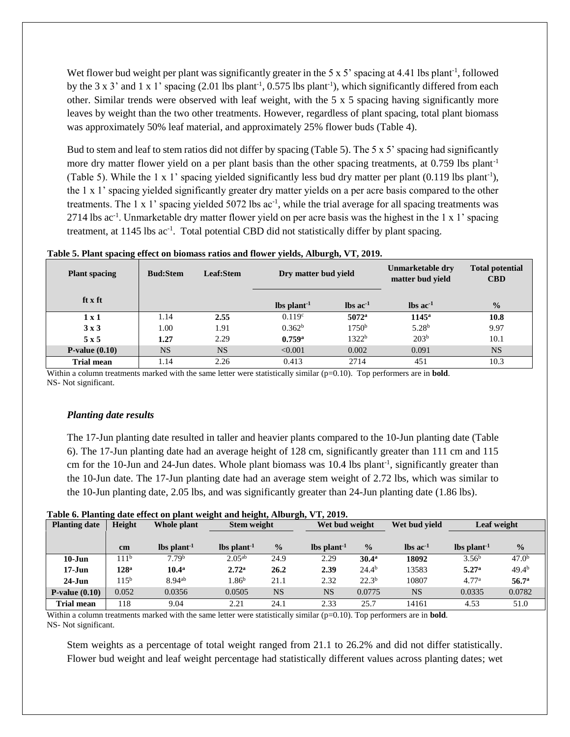Wet flower bud weight per plant was significantly greater in the 5 x 5' spacing at 4.41 lbs plant$^{-1}$, followed by the 3 x 3' and 1 x 1' spacing (2.01 lbs plant$^{-1}$, 0.575 lbs plant$^{-1}$), which significantly differed from each other. Similar trends were observed with leaf weight, with the 5 x 5 spacing having significantly more leaves by weight than the two other treatments. However, regardless of plant spacing, total plant biomass was approximately 50% leaf material, and approximately 25% flower buds (Table 4).

Bud to stem and leaf to stem ratios did not differ by spacing (Table 5). The 5 x 5' spacing had significantly more dry matter flower yield on a per plant basis than the other spacing treatments, at 0.759 lbs plant$^{-1}$ (Table 5). While the 1 x 1' spacing yielded significantly less bud dry matter per plant (0.119 lbs plant$^{-1}$), the 1 x 1' spacing yielded significantly greater dry matter yields on a per acre basis compared to the other treatments. The 1 x 1' spacing yielded 5072 lbs ac$^{-1}$, while the trial average for all spacing treatments was 2714 lbs ac$^{-1}$. Unmarketable dry matter flower yield on per acre basis was the highest in the 1 x 1' spacing treatment, at 1145 lbs ac$^{-1}$. Total potential CBD did not statistically differ by plant spacing.

**Table 5. Plant spacing effect on biomass ratios and flower yields, Alburgh, VT, 2019.**

| Plant spacing | Bud:Stem | Leaf:Stem | Dry matter bud yield | | Unmarketable dry matter bud yield | Total potential CBD |
|---|---|---|---|---|---|---|
| ft x ft | | | lbs plant$^{-1}$ | lbs ac$^{-1}$ | lbs ac$^{-1}$ | % |
| **1 x 1** | 1.14 | **2.55** | 0.119$^{c}$ | **5072$^{a}$** | **1145$^{a}$** | **10.8** |
| **3 x 3** | 1.00 | 1.91 | 0.362$^{b}$ | 1750$^{b}$ | 5.28$^{b}$ | 9.97 |
| **5 x 5** | **1.27** | 2.29 | **0.759$^{a}$** | 1322$^{b}$ | 203$^{b}$ | 10.1 |
| **P-value (0.10)** | NS | NS | <0.001 | 0.002 | 0.091 | NS |
| **Trial mean** | 1.14 | 2.26 | 0.413 | 2714 | 451 | 10.3 |

Within a column treatments marked with the same letter were statistically similar (p=0.10). Top performers are in **bold**.
NS- Not significant.

### *Planting date results*

The 17-Jun planting date resulted in taller and heavier plants compared to the 10-Jun planting date (Table 6). The 17-Jun planting date had an average height of 128 cm, significantly greater than 111 cm and 115 cm for the 10-Jun and 24-Jun dates. Whole plant biomass was 10.4 lbs plant$^{-1}$, significantly greater than the 10-Jun date. The 17-Jun planting date had an average stem weight of 2.72 lbs, which was similar to the 10-Jun planting date, 2.05 lbs, and was significantly greater than 24-Jun planting date (1.86 lbs).

**Table 6. Planting date effect on plant weight and height, Alburgh, VT, 2019.**

| Planting date | Height | Whole plant | Stem weight | | Wet bud weight | | Wet bud yield | Leaf weight | |
|---|---|---|---|---|---|---|---|---|---|
| | cm | lbs plant$^{-1}$ | lbs plant$^{-1}$ | % | lbs plant$^{-1}$ | % | lbs ac$^{-1}$ | lbs plant$^{-1}$ | % |
| **10-Jun** | 111$^{b}$ | 7.79$^{b}$ | 2.05$^{ab}$ | 24.9 | 2.29 | **30.4$^{a}$** | **18092** | 3.56$^{b}$ | 47.0$^{b}$ |
| **17-Jun** | **128$^{a}$** | **10.4$^{a}$** | **2.72$^{a}$** | **26.2** | **2.39** | 24.4$^{b}$ | 13583 | **5.27$^{a}$** | 49.4$^{b}$ |
| **24-Jun** | 115$^{b}$ | 8.94$^{ab}$ | 1.86$^{b}$ | 21.1 | 2.32 | 22.3$^{b}$ | 10807 | 4.77$^{a}$ | **56.7$^{a}$** |
| **P-value (0.10)** | 0.052 | 0.0356 | 0.0505 | NS | NS | 0.0775 | NS | 0.0335 | 0.0782 |
| **Trial mean** | 118 | 9.04 | 2.21 | 24.1 | 2.33 | 25.7 | 14161 | 4.53 | 51.0 |

Within a column treatments marked with the same letter were statistically similar (p=0.10). Top performers are in **bold**.
NS- Not significant.

Stem weights as a percentage of total weight ranged from 21.1 to 26.2% and did not differ statistically. Flower bud weight and leaf weight percentage had statistically different values across planting dates; wet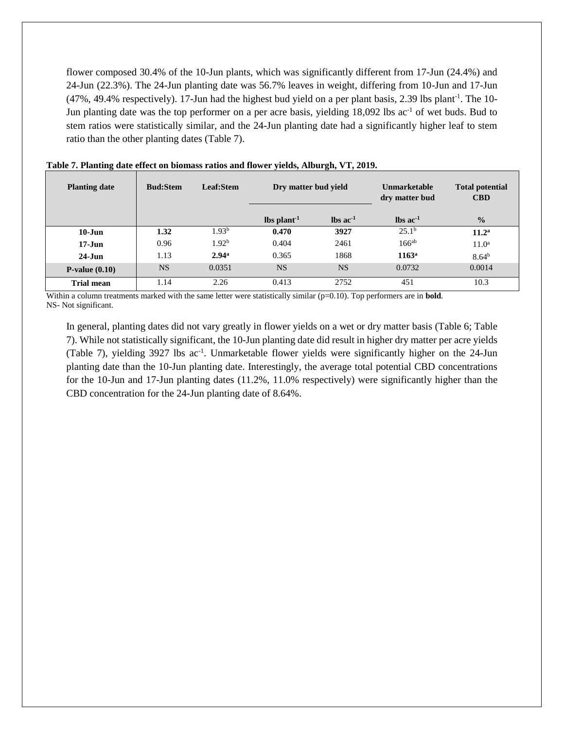flower composed 30.4% of the 10-Jun plants, which was significantly different from 17-Jun (24.4%) and 24-Jun (22.3%). The 24-Jun planting date was 56.7% leaves in weight, differing from 10-Jun and 17-Jun (47%, 49.4% respectively). 17-Jun had the highest bud yield on a per plant basis, 2.39 lbs plant$^{-1}$. The 10-Jun planting date was the top performer on a per acre basis, yielding 18,092 lbs ac$^{-1}$ of wet buds. Bud to stem ratios were statistically similar, and the 24-Jun planting date had a significantly higher leaf to stem ratio than the other planting dates (Table 7).

**Table 7. Planting date effect on biomass ratios and flower yields, Alburgh, VT, 2019.**

| Planting date | Bud:Stem | Leaf:Stem | Dry matter bud yield | | Unmarketable dry matter bud | Total potential CBD |
|---|---|---|---|---|---|---|
| | | | lbs plant$^{-1}$ | lbs ac$^{-1}$ | lbs ac$^{-1}$ | % |
| **10-Jun** | **1.32** | 1.93$^{b}$ | **0.470** | **3927** | 25.1$^{b}$ | **11.2$^{a}$** |
| **17-Jun** | 0.96 | 1.92$^{b}$ | 0.404 | 2461 | 166$^{ab}$ | 11.0$^{a}$ |
| **24-Jun** | 1.13 | **2.94$^{a}$** | 0.365 | 1868 | **1163$^{a}$** | 8.64$^{b}$ |
| **P-value (0.10)** | NS | 0.0351 | NS | NS | 0.0732 | 0.0014 |
| **Trial mean** | 1.14 | 2.26 | 0.413 | 2752 | 451 | 10.3 |

Within a column treatments marked with the same letter were statistically similar (p=0.10). Top performers are in **bold**.
NS- Not significant.

In general, planting dates did not vary greatly in flower yields on a wet or dry matter basis (Table 6; Table 7). While not statistically significant, the 10-Jun planting date did result in higher dry matter per acre yields (Table 7), yielding 3927 lbs ac$^{-1}$. Unmarketable flower yields were significantly higher on the 24-Jun planting date than the 10-Jun planting date. Interestingly, the average total potential CBD concentrations for the 10-Jun and 17-Jun planting dates (11.2%, 11.0% respectively) were significantly higher than the CBD concentration for the 24-Jun planting date of 8.64%.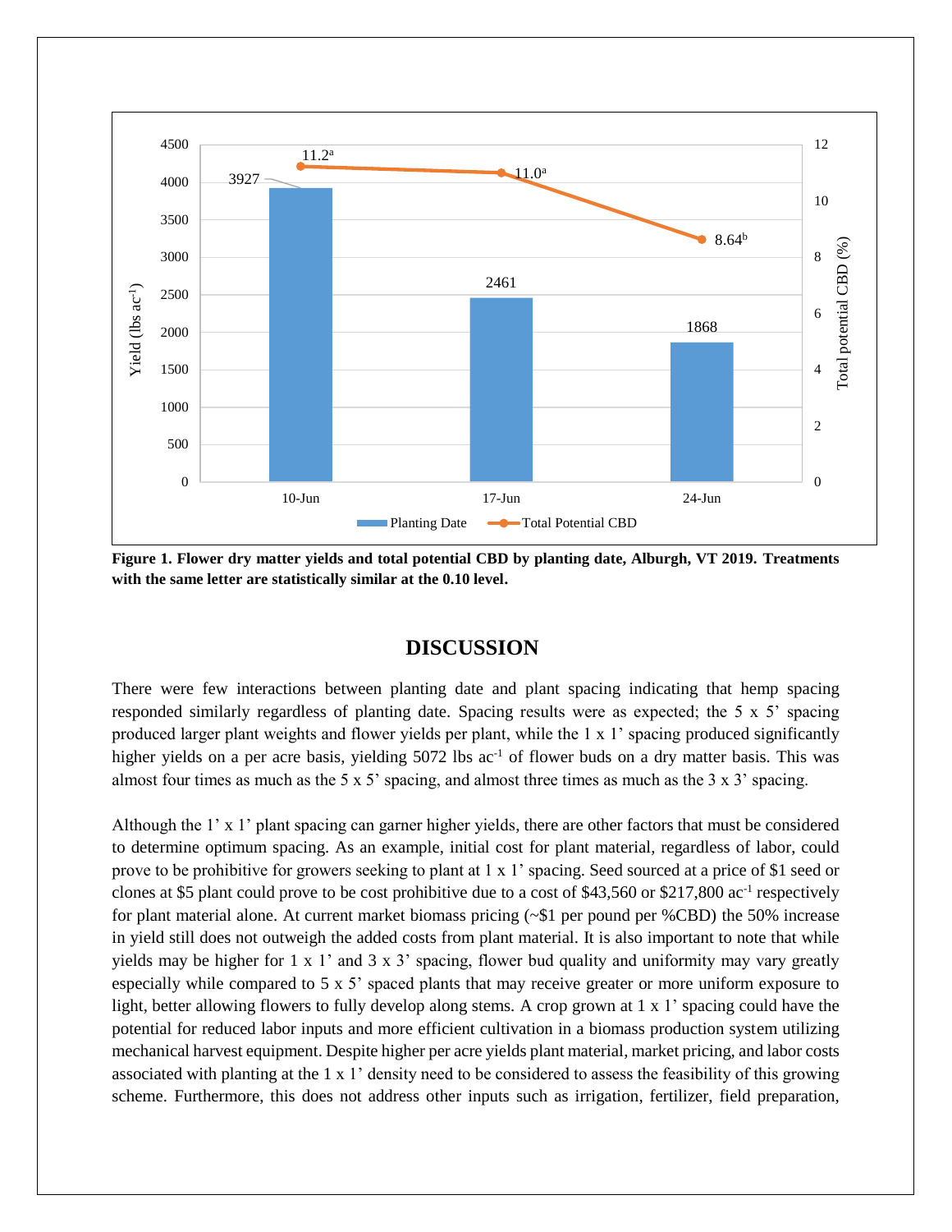**Figure 1. Flower dry matter yields and total potential CBD by planting date, Alburgh, VT 2019. Treatments with the same letter are statistically similar at the 0.10 level.**

## DISCUSSION

There were few interactions between planting date and plant spacing indicating that hemp spacing responded similarly regardless of planting date. Spacing results were as expected; the 5 x 5' spacing produced larger plant weights and flower yields per plant, while the 1 x 1' spacing produced significantly higher yields on a per acre basis, yielding 5072 lbs $ac^{-1}$ of flower buds on a dry matter basis. This was almost four times as much as the 5 x 5' spacing, and almost three times as much as the 3 x 3' spacing.

Although the 1' x 1' plant spacing can garner higher yields, there are other factors that must be considered to determine optimum spacing. As an example, initial cost for plant material, regardless of labor, could prove to be prohibitive for growers seeking to plant at 1 x 1' spacing. Seed sourced at a price of $1 seed or clones at $5 plant could prove to be cost prohibitive due to a cost of $43,560 or $217,800 $ac^{-1}$ respectively for plant material alone. At current market biomass pricing (~$1 per pound per %CBD) the 50% increase in yield still does not outweigh the added costs from plant material. It is also important to note that while yields may be higher for 1 x 1' and 3 x 3' spacing, flower bud quality and uniformity may vary greatly especially while compared to 5 x 5' spaced plants that may receive greater or more uniform exposure to light, better allowing flowers to fully develop along stems. A crop grown at 1 x 1' spacing could have the potential for reduced labor inputs and more efficient cultivation in a biomass production system utilizing mechanical harvest equipment. Despite higher per acre yields plant material, market pricing, and labor costs associated with planting at the 1 x 1' density need to be considered to assess the feasibility of this growing scheme. Furthermore, this does not address other inputs such as irrigation, fertilizer, field preparation,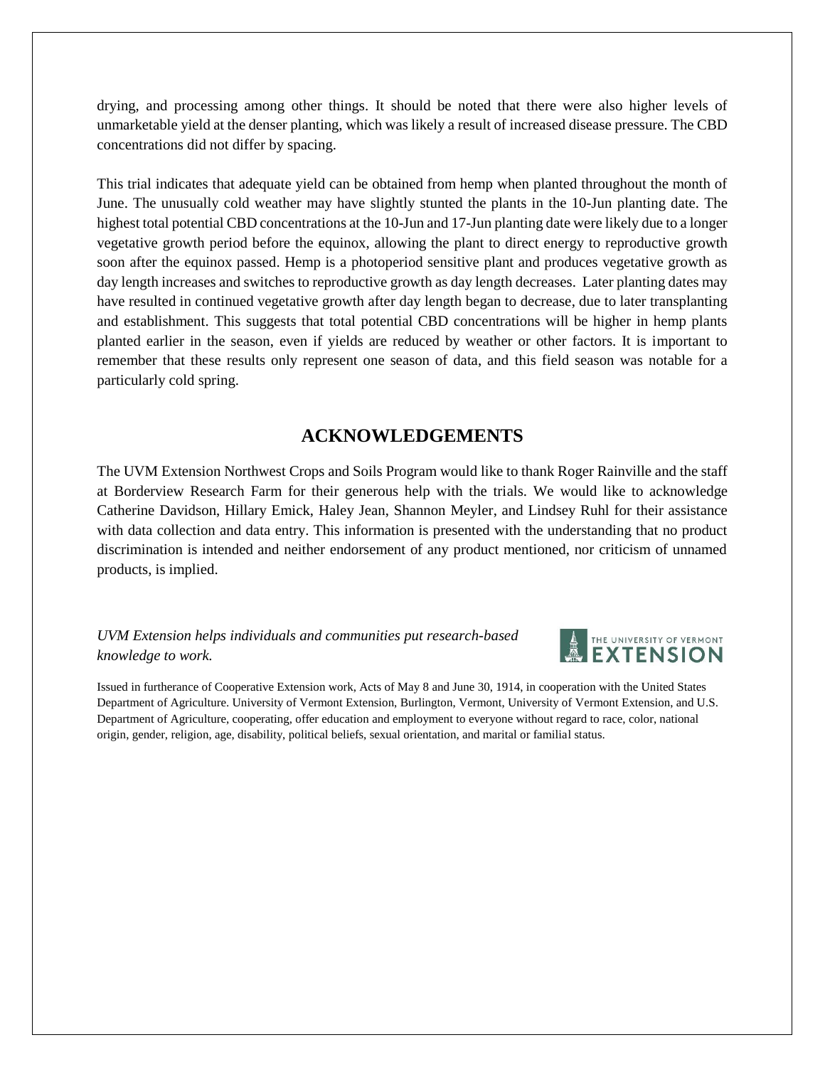drying, and processing among other things. It should be noted that there were also higher levels of unmarketable yield at the denser planting, which was likely a result of increased disease pressure. The CBD concentrations did not differ by spacing.

This trial indicates that adequate yield can be obtained from hemp when planted throughout the month of June. The unusually cold weather may have slightly stunted the plants in the 10-Jun planting date. The highest total potential CBD concentrations at the 10-Jun and 17-Jun planting date were likely due to a longer vegetative growth period before the equinox, allowing the plant to direct energy to reproductive growth soon after the equinox passed. Hemp is a photoperiod sensitive plant and produces vegetative growth as day length increases and switches to reproductive growth as day length decreases. Later planting dates may have resulted in continued vegetative growth after day length began to decrease, due to later transplanting and establishment. This suggests that total potential CBD concentrations will be higher in hemp plants planted earlier in the season, even if yields are reduced by weather or other factors. It is important to remember that these results only represent one season of data, and this field season was notable for a particularly cold spring.

## ACKNOWLEDGEMENTS

The UVM Extension Northwest Crops and Soils Program would like to thank Roger Rainville and the staff at Borderview Research Farm for their generous help with the trials. We would like to acknowledge Catherine Davidson, Hillary Emick, Haley Jean, Shannon Meyler, and Lindsey Ruhl for their assistance with data collection and data entry. This information is presented with the understanding that no product discrimination is intended and neither endorsement of any product mentioned, nor criticism of unnamed products, is implied.

*UVM Extension helps individuals and communities put research-based knowledge to work.*

THE UNIVERSITY OF VERMONT EXTENSION

Issued in furtherance of Cooperative Extension work, Acts of May 8 and June 30, 1914, in cooperation with the United States Department of Agriculture. University of Vermont Extension, Burlington, Vermont, University of Vermont Extension, and U.S. Department of Agriculture, cooperating, offer education and employment to everyone without regard to race, color, national origin, gender, religion, age, disability, political beliefs, sexual orientation, and marital or familial status.